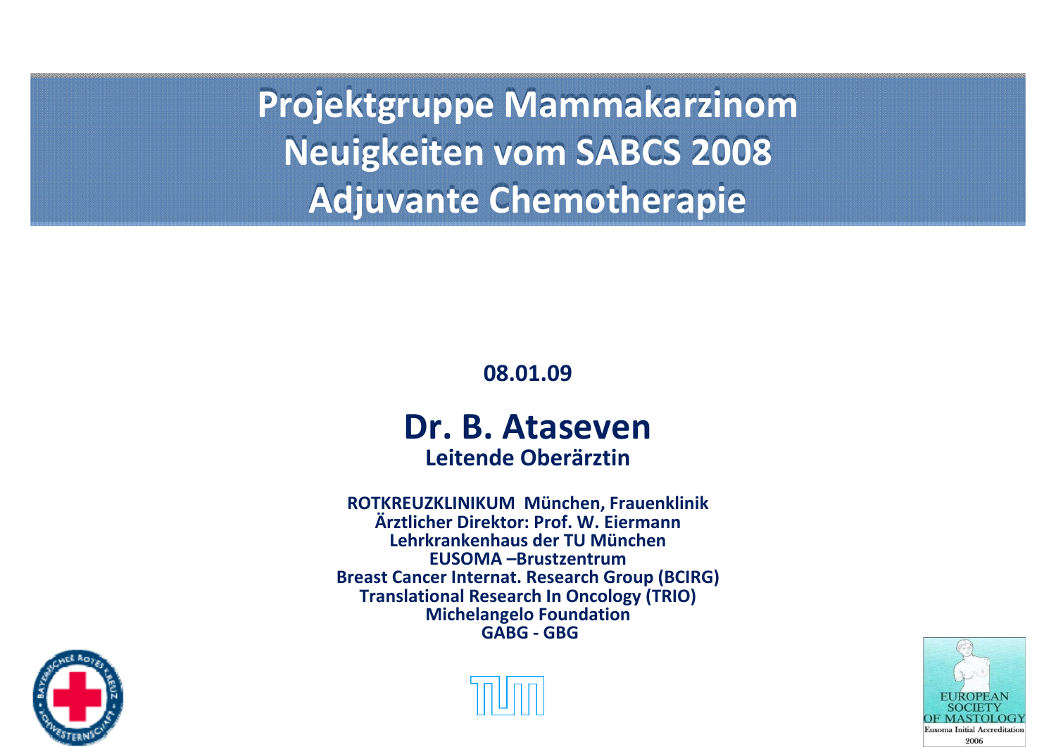# Projektgruppe Mammakarzinom
# Neuigkeiten vom SABCS 2008
# Adjuvante Chemotherapie

**08.01.09**

## Dr. B. Ataseven

**Leitende Oberärztin**

**ROTKREUZKLINIKUM München, Frauenklinik**
**Ärztlicher Direktor: Prof. W. Eiermann**
**Lehrkrankenhaus der TU München**
**EUSOMA –Brustzentrum**
**Breast Cancer Internat. Research Group (BCIRG)**
**Translational Research In Oncology (TRIO)**
**Michelangelo Foundation**
**GABG - GBG**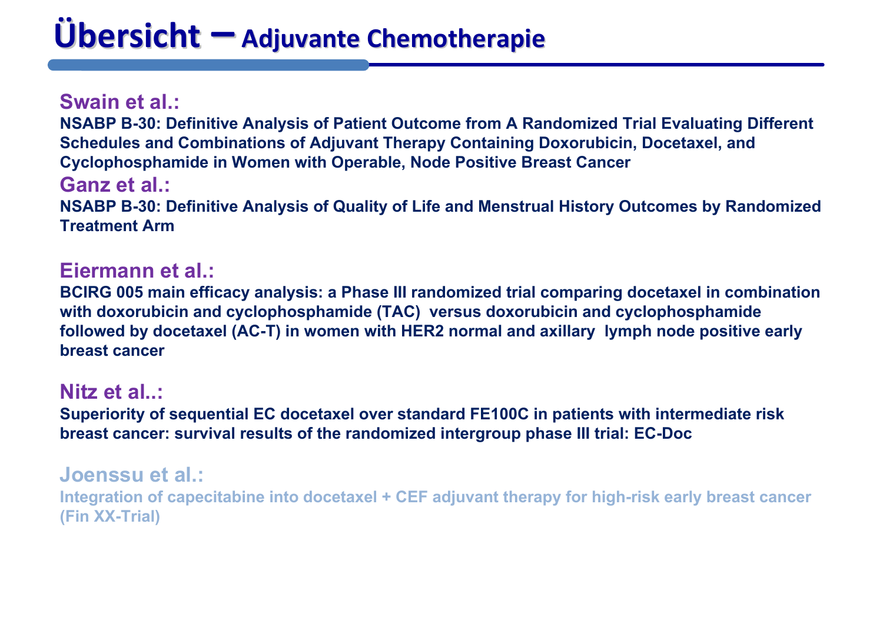# Übersicht – Adjuvante Chemotherapie

## Swain et al.:

**NSABP B-30: Definitive Analysis of Patient Outcome from A Randomized Trial Evaluating Different Schedules and Combinations of Adjuvant Therapy Containing Doxorubicin, Docetaxel, and Cyclophosphamide in Women with Operable, Node Positive Breast Cancer**

## Ganz et al.:

**NSABP B-30: Definitive Analysis of Quality of Life and Menstrual History Outcomes by Randomized Treatment Arm**

## Eiermann et al.:

**BCIRG 005 main efficacy analysis: a Phase III randomized trial comparing docetaxel in combination with doxorubicin and cyclophosphamide (TAC) versus doxorubicin and cyclophosphamide followed by docetaxel (AC-T) in women with HER2 normal and axillary lymph node positive early breast cancer**

## Nitz et al..:

**Superiority of sequential EC docetaxel over standard FE100C in patients with intermediate risk breast cancer: survival results of the randomized intergroup phase III trial: EC-Doc**

## Joenssu et al.:

**Integration of capecitabine into docetaxel + CEF adjuvant therapy for high-risk early breast cancer (Fin XX-Trial)**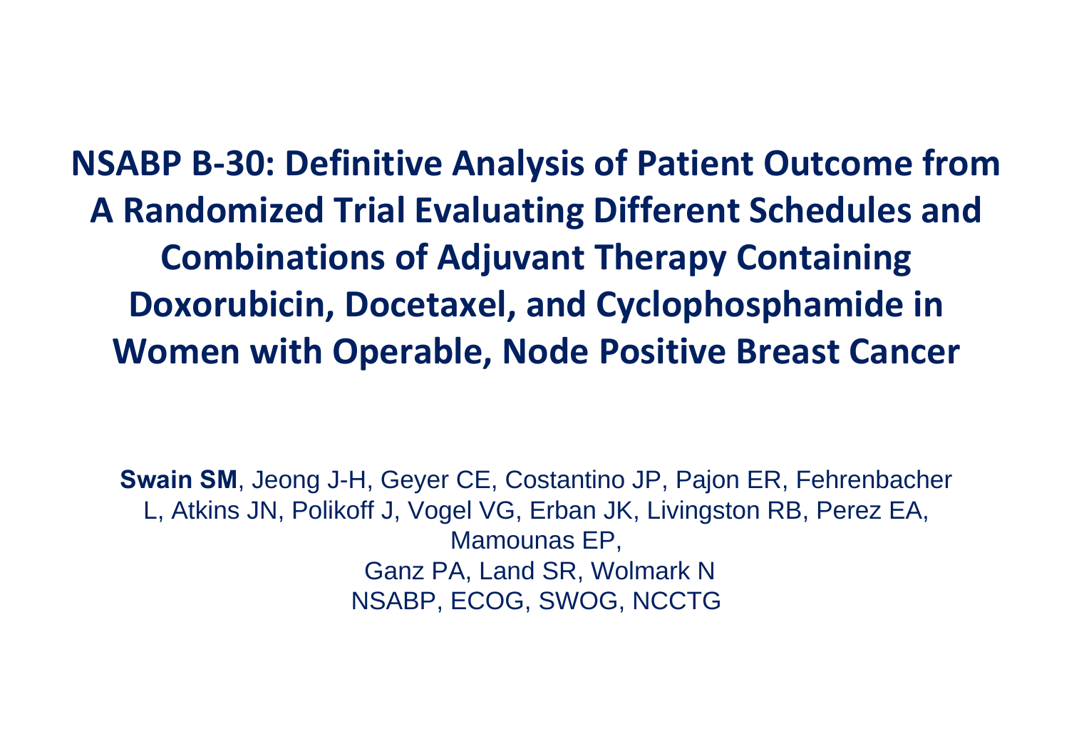# NSABP B-30: Definitive Analysis of Patient Outcome from A Randomized Trial Evaluating Different Schedules and Combinations of Adjuvant Therapy Containing Doxorubicin, Docetaxel, and Cyclophosphamide in Women with Operable, Node Positive Breast Cancer

**Swain SM**, Jeong J-H, Geyer CE, Costantino JP, Pajon ER, Fehrenbacher L, Atkins JN, Polikoff J, Vogel VG, Erban JK, Livingston RB, Perez EA, Mamounas EP,
Ganz PA, Land SR, Wolmark N
NSABP, ECOG, SWOG, NCCTG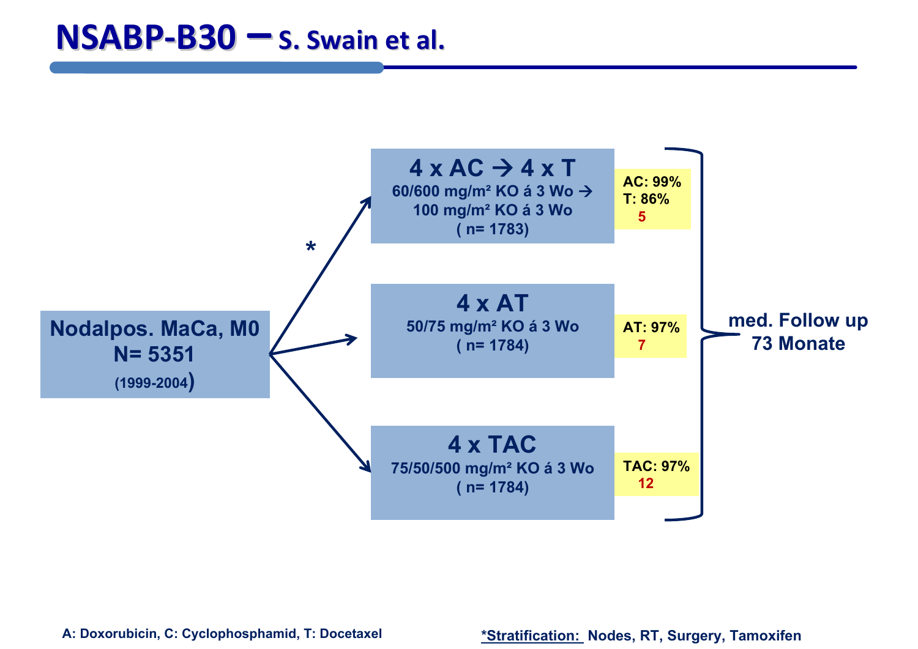# NSABP-B30 – S. Swain et al.

**Nodalpos. MaCa, M0**
**N= 5351**
**(1999-2004)**

*

| Arm | Completion | |
|---|---|---|
| **4 x AC → 4 x T**<br>60/600 mg/m² KO á 3 Wo →<br>100 mg/m² KO á 3 Wo<br>( n= 1783) | AC: 99%<br>T: 86%<br>5 | |
| **4 x AT**<br>50/75 mg/m² KO á 3 Wo<br>( n= 1784) | AT: 97%<br>7 | |
| **4 x TAC**<br>75/50/500 mg/m² KO á 3 Wo<br>( n= 1784) | TAC: 97%<br>12 | |

**med. Follow up 73 Monate**

A: Doxorubicin, C: Cyclophosphamid, T: Docetaxel

*Stratification: Nodes, RT, Surgery, Tamoxifen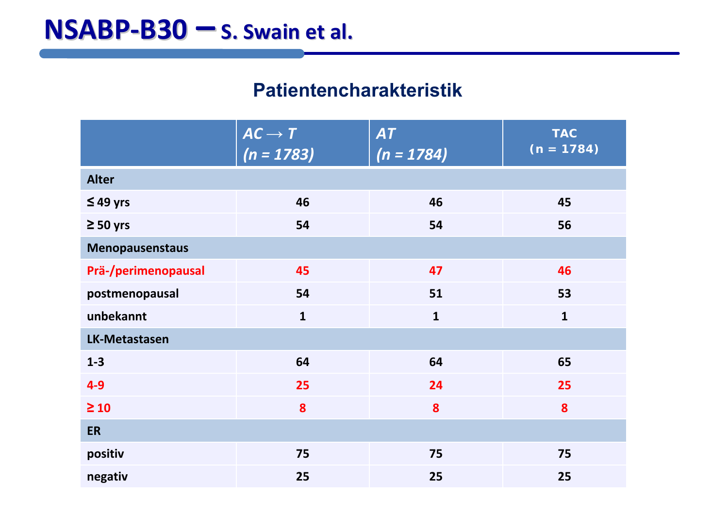# NSABP-B30 – S. Swain et al.

## Patientencharakteristik

| | *AC → T (n = 1783)* | *AT (n = 1784)* | TAC (n = 1784) |
|---|---|---|---|
| **Alter** | | | |
| ≤ 49 yrs | 46 | 46 | 45 |
| ≥ 50 yrs | 54 | 54 | 56 |
| **Menopausenstaus** | | | |
| Prä-/perimenopausal | 45 | 47 | 46 |
| postmenopausal | 54 | 51 | 53 |
| unbekannt | 1 | 1 | 1 |
| **LK-Metastasen** | | | |
| 1-3 | 64 | 64 | 65 |
| 4-9 | 25 | 24 | 25 |
| ≥ 10 | 8 | 8 | 8 |
| **ER** | | | |
| positiv | 75 | 75 | 75 |
| negativ | 25 | 25 | 25 |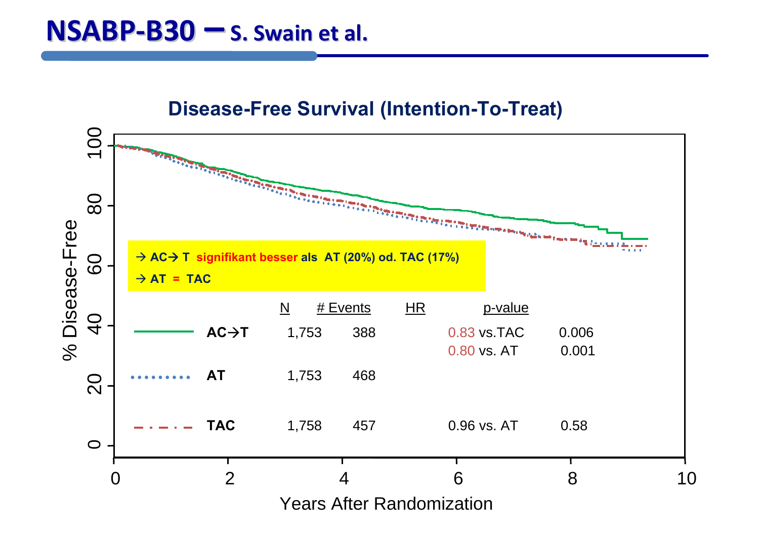# NSABP-B30 – S. Swain et al.

## Disease-Free Survival (Intention-To-Treat)

→ AC→ T **signifikant besser** als AT (20%) od. TAC (17%)

→ AT = TAC

| | N | # Events | HR | p-value |
|---|---|---|---|---|
| AC→T | 1,753 | 388 | 0.83 vs.TAC | 0.006 |
| | | | 0.80 vs. AT | 0.001 |
| AT | 1,753 | 468 | | |
| TAC | 1,758 | 457 | 0.96 vs. AT | 0.58 |

% Disease-Free (0–100) vs. Years After Randomization (0–10)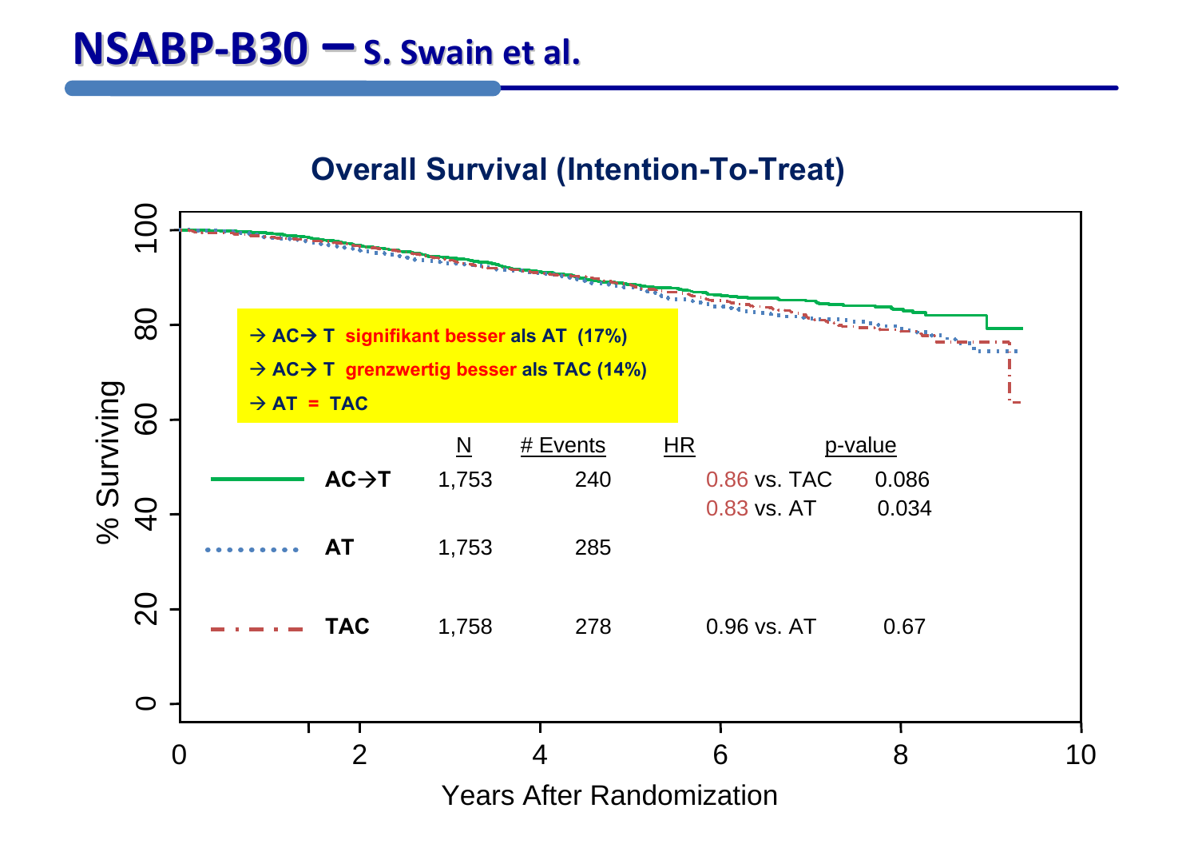# NSABP-B30 – S. Swain et al.

## Overall Survival (Intention-To-Treat)

- → AC→ T **signifikant besser** als AT (17%)
- → AC→ T **grenzwertig besser** als TAC (14%)
- → AT = TAC

| | N | # Events | HR | p-value |
|---|---|---|---|---|
| AC→T | 1,753 | 240 | 0.86 vs. TAC | 0.086 |
| | | | 0.83 vs. AT | 0.034 |
| AT | 1,753 | 285 | | |
| TAC | 1,758 | 278 | 0.96 vs. AT | 0.67 |

% Surviving (0–100) vs. Years After Randomization (0–10)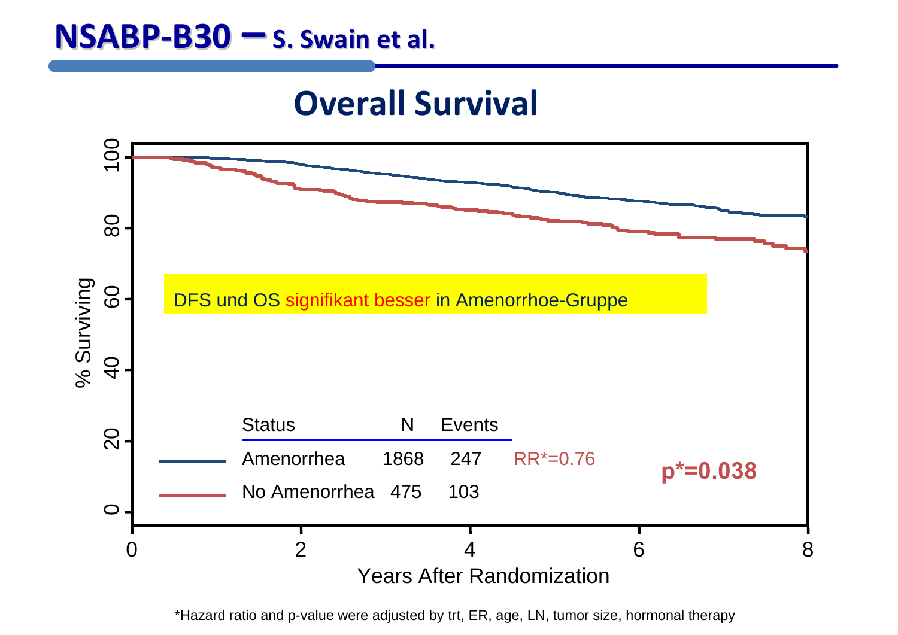# NSABP-B30 – S. Swain et al.

## Overall Survival

% Surviving

Years After Randomization

DFS und OS signifikant besser in Amenorrhoe-Gruppe

| Status | N | Events | |
|---|---|---|---|
| Amenorrhea | 1868 | 247 | RR*=0.76 |
| No Amenorrhea | 475 | 103 | |

**p*=0.038**

*Hazard ratio and p-value were adjusted by trt, ER, age, LN, tumor size, hormonal therapy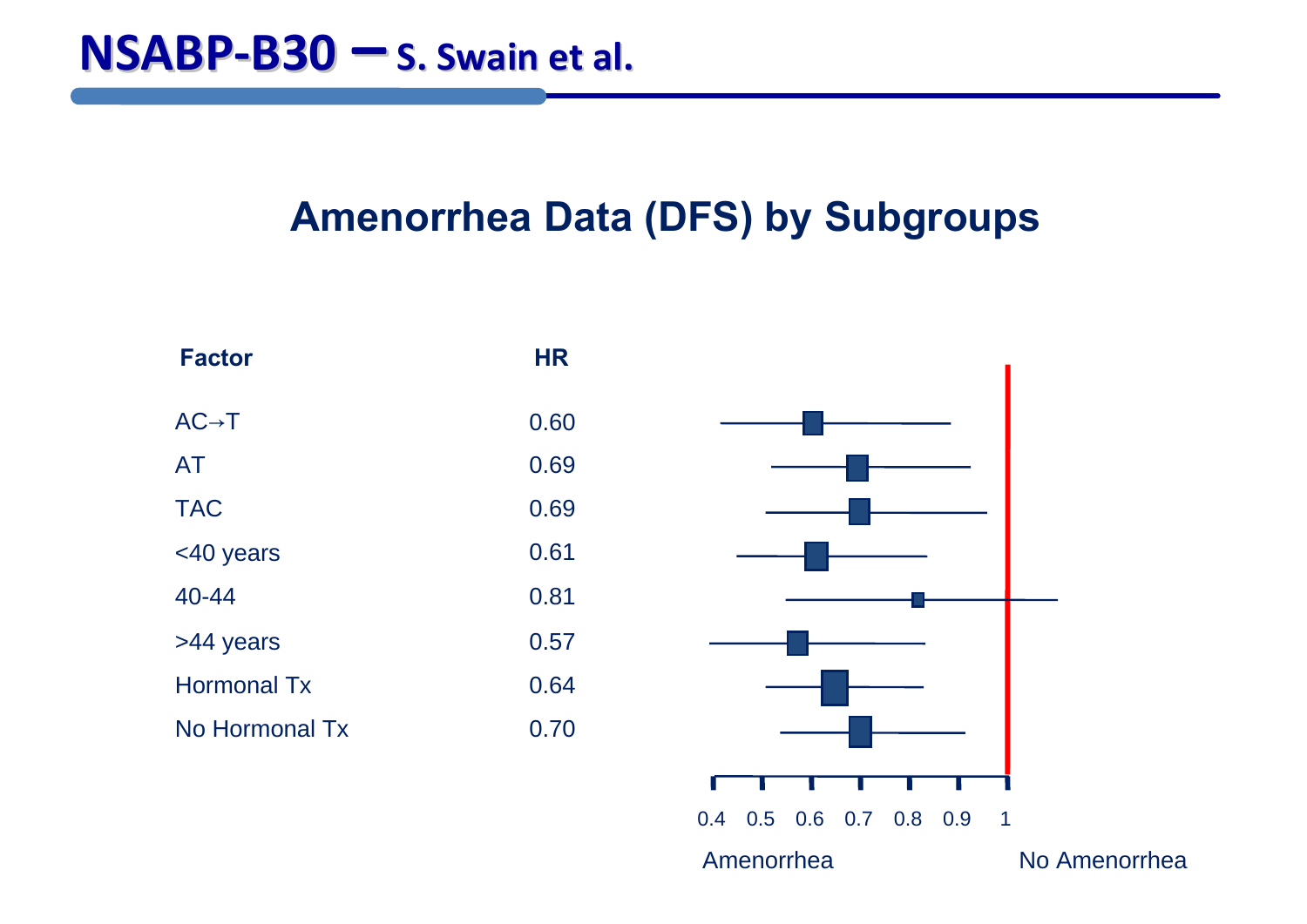# NSABP-B30 – S. Swain et al.

## Amenorrhea Data (DFS) by Subgroups

| Factor | HR |
| --- | --- |
| AC→T | 0.60 |
| AT | 0.69 |
| TAC | 0.69 |
| <40 years | 0.61 |
| 40-44 | 0.81 |
| >44 years | 0.57 |
| Hormonal Tx | 0.64 |
| No Hormonal Tx | 0.70 |

0.4 0.5 0.6 0.7 0.8 0.9 1

Amenorrhea — No Amenorrhea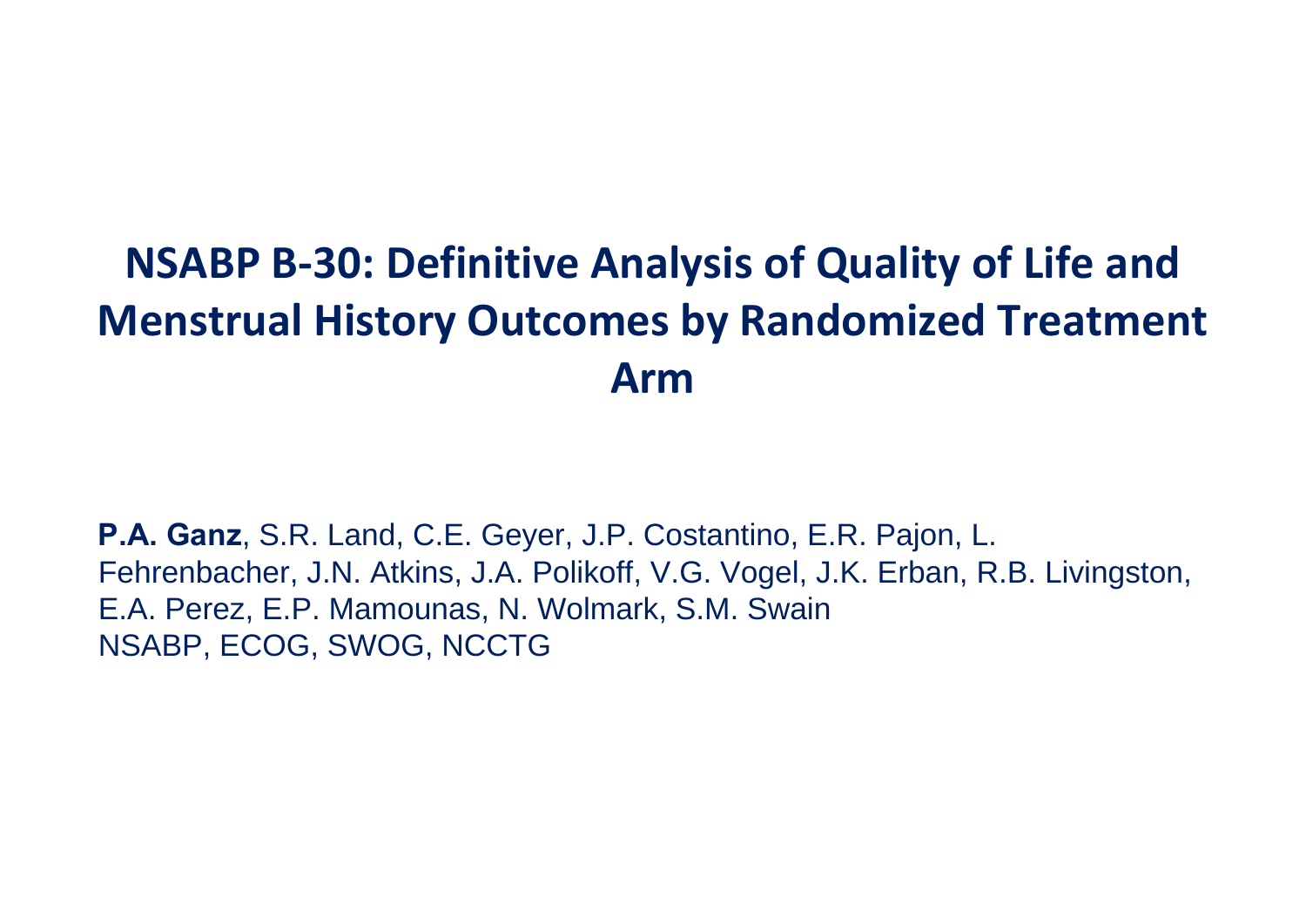# NSABP B-30: Definitive Analysis of Quality of Life and Menstrual History Outcomes by Randomized Treatment Arm

**P.A. Ganz**, S.R. Land, C.E. Geyer, J.P. Costantino, E.R. Pajon, L. Fehrenbacher, J.N. Atkins, J.A. Polikoff, V.G. Vogel, J.K. Erban, R.B. Livingston, E.A. Perez, E.P. Mamounas, N. Wolmark, S.M. Swain
NSABP, ECOG, SWOG, NCCTG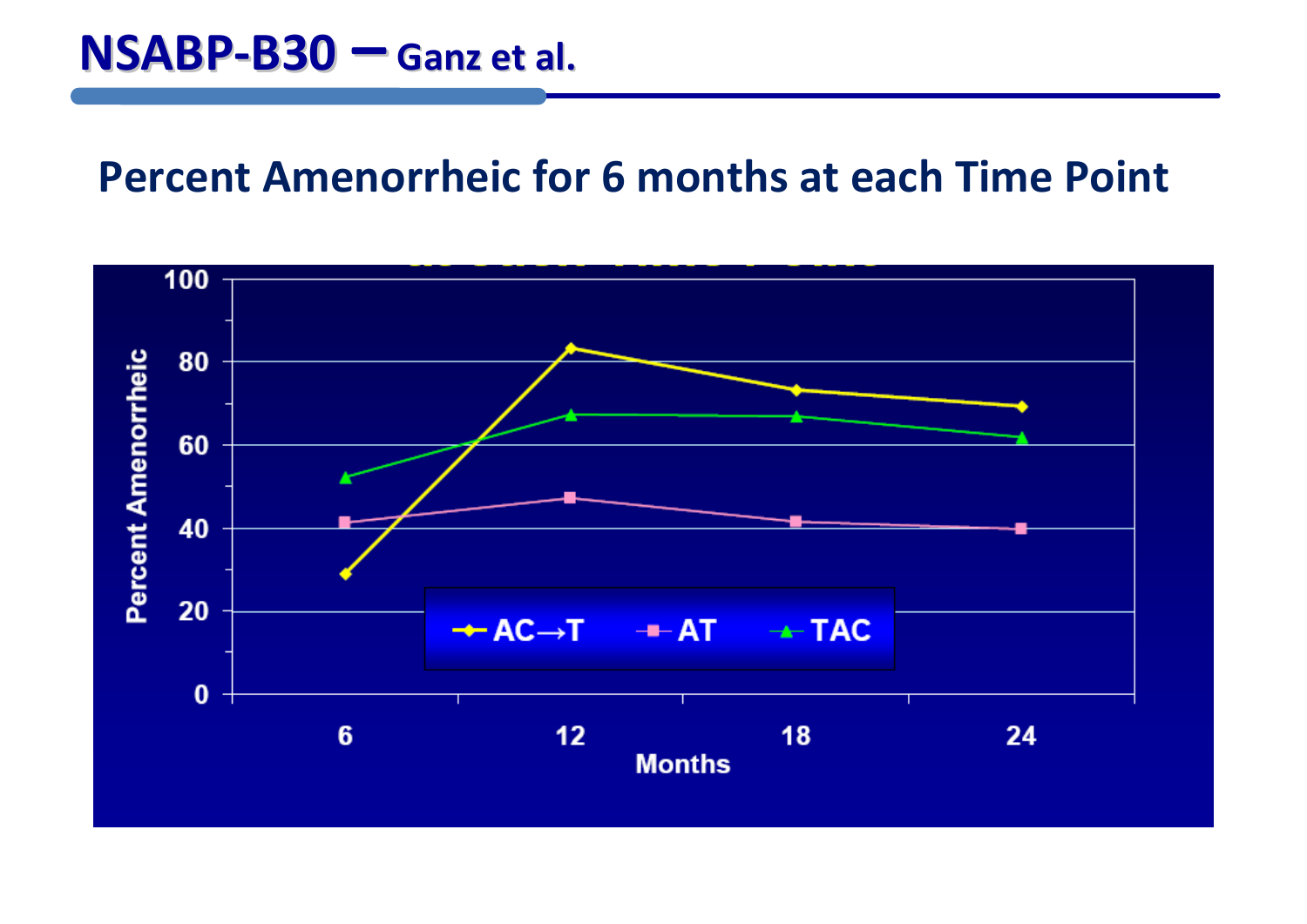# NSABP-B30 – Ganz et al.

## Percent Amenorrheic for 6 months at each Time Point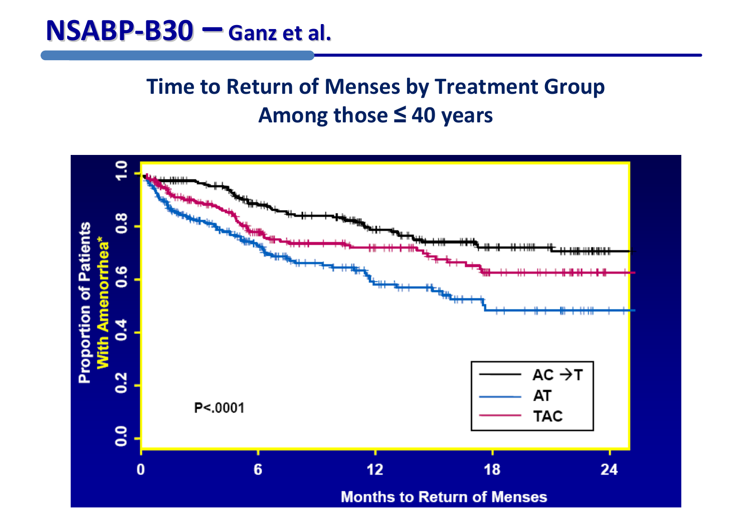# NSABP-B30 – Ganz et al.

## Time to Return of Menses by Treatment Group Among those ≦ 40 years

Proportion of Patients With Amenorrhea*

1.0
0.8
0.6
0.4
0.2
0.0

0 6 12 18 24

Months to Return of Menses

P<.0001

AC →T
AT
TAC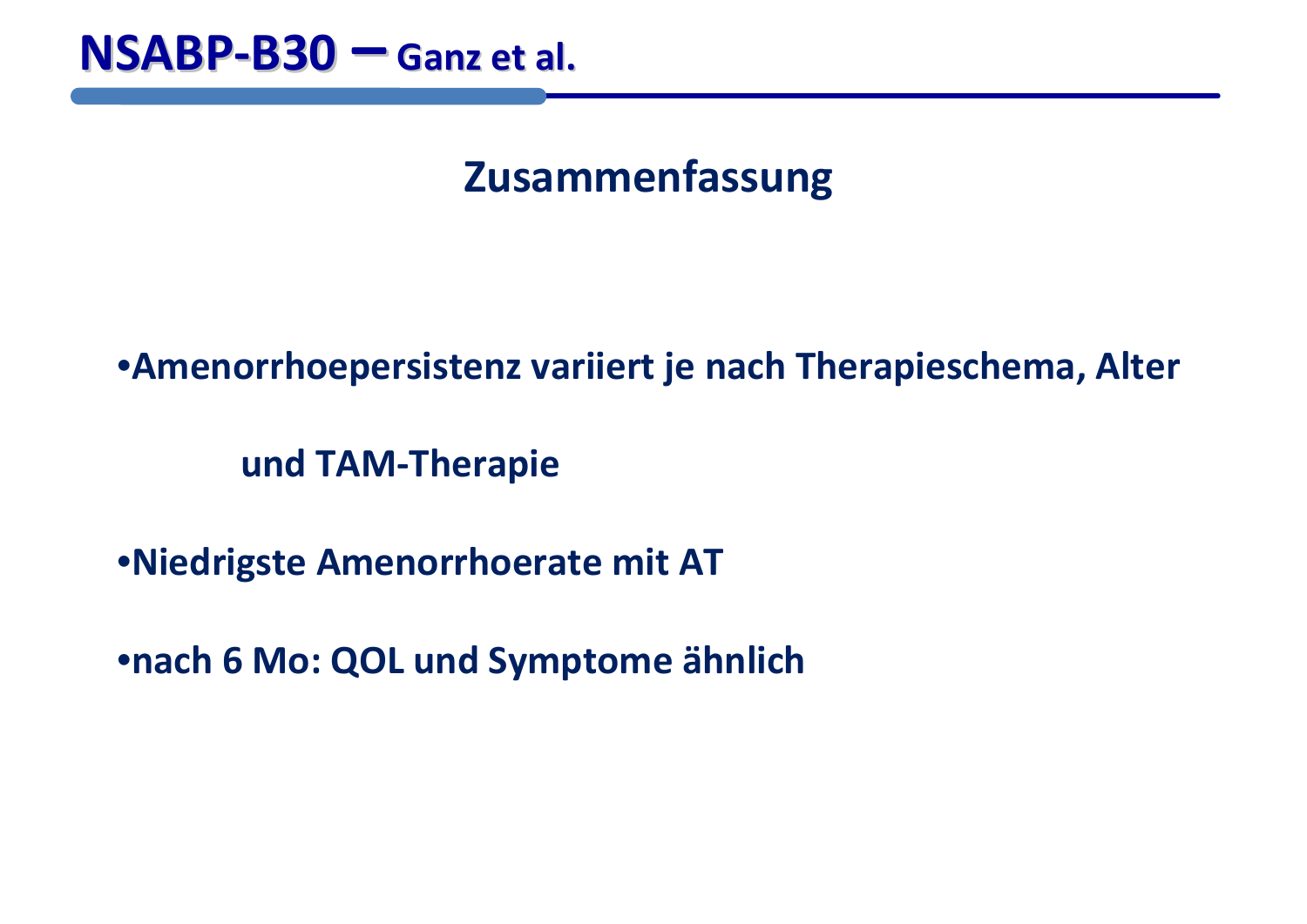# NSABP-B30 – Ganz et al.

## Zusammenfassung

- Amenorrhoepersistenz variiert je nach Therapieschema, Alter und TAM-Therapie
- Niedrigste Amenorrhoerate mit AT
- nach 6 Mo: QOL und Symptome ähnlich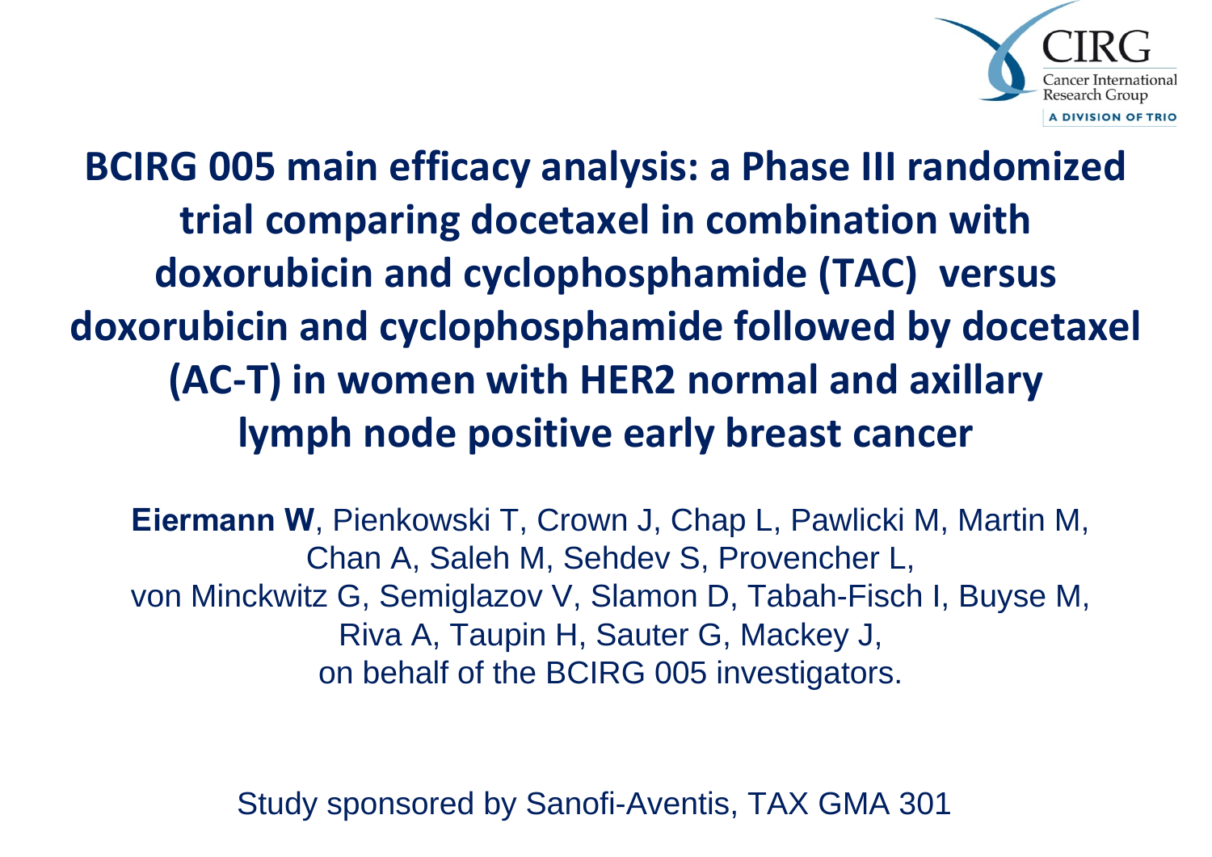CIRG
Cancer International Research Group
A DIVISION OF TRIO

# BCIRG 005 main efficacy analysis: a Phase III randomized trial comparing docetaxel in combination with doxorubicin and cyclophosphamide (TAC) versus doxorubicin and cyclophosphamide followed by docetaxel (AC-T) in women with HER2 normal and axillary lymph node positive early breast cancer

**Eiermann W**, Pienkowski T, Crown J, Chap L, Pawlicki M, Martin M, Chan A, Saleh M, Sehdev S, Provencher L, von Minckwitz G, Semiglazov V, Slamon D, Tabah-Fisch I, Buyse M, Riva A, Taupin H, Sauter G, Mackey J, on behalf of the BCIRG 005 investigators.

Study sponsored by Sanofi-Aventis, TAX GMA 301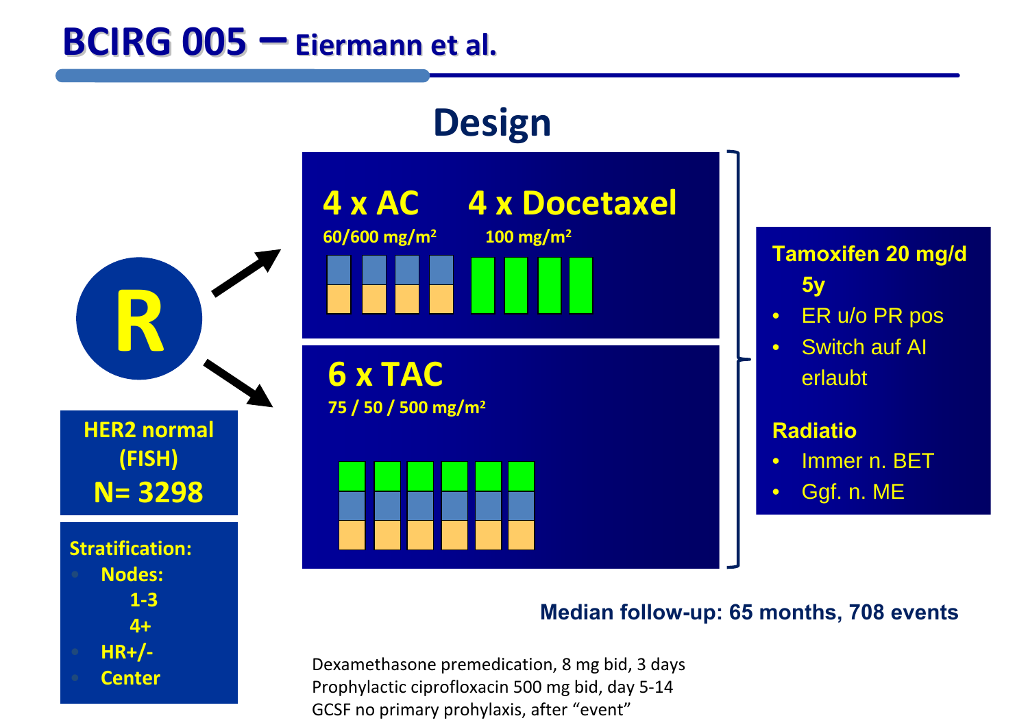# BCIRG 005 – Eiermann et al.

## Design

R

**HER2 normal (FISH)**
**N= 3298**

**Stratification:**
- Nodes:
  - 1-3
  - 4+
- HR+/-
- Center

**4 x AC** 60/600 mg/m²  **4 x Docetaxel** 100 mg/m²

**6 x TAC** 75 / 50 / 500 mg/m²

**Tamoxifen 20 mg/d 5y**
- ER u/o PR pos
- Switch auf AI erlaubt

**Radiatio**
- Immer n. BET
- Ggf. n. ME

**Median follow-up: 65 months, 708 events**

Dexamethasone premedication, 8 mg bid, 3 days
Prophylactic ciprofloxacin 500 mg bid, day 5-14
GCSF no primary prohylaxis, after "event"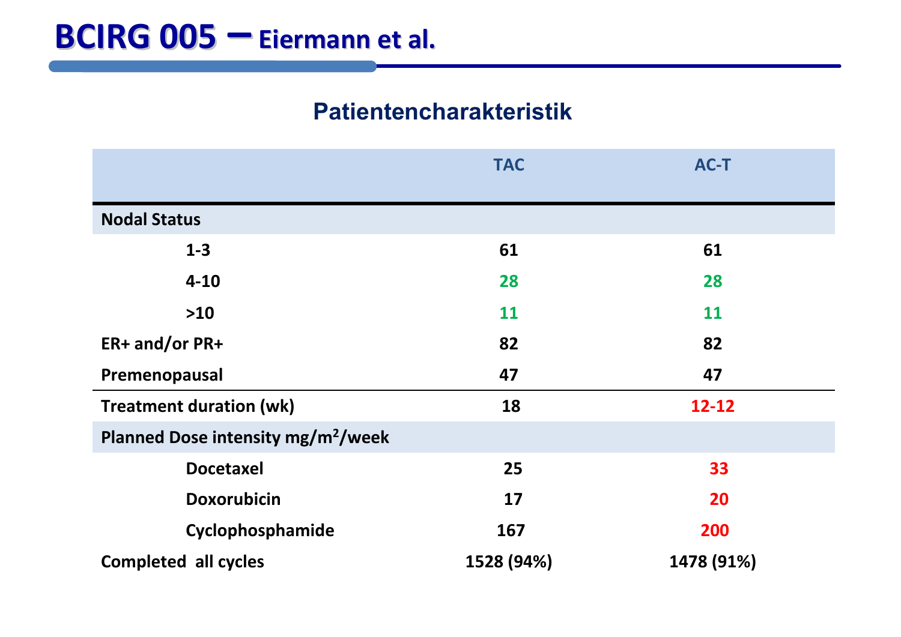# BCIRG 005 – Eiermann et al.

## Patientencharakteristik

| | TAC | AC-T |
|---|---|---|
| **Nodal Status** | | |
| 1-3 | 61 | 61 |
| 4-10 | 28 | 28 |
| >10 | 11 | 11 |
| ER+ and/or PR+ | 82 | 82 |
| Premenopausal | 47 | 47 |
| Treatment duration (wk) | 18 | 12-12 |
| **Planned Dose intensity mg/m$^2$/week** | | |
| Docetaxel | 25 | 33 |
| Doxorubicin | 17 | 20 |
| Cyclophosphamide | 167 | 200 |
| Completed all cycles | 1528 (94%) | 1478 (91%) |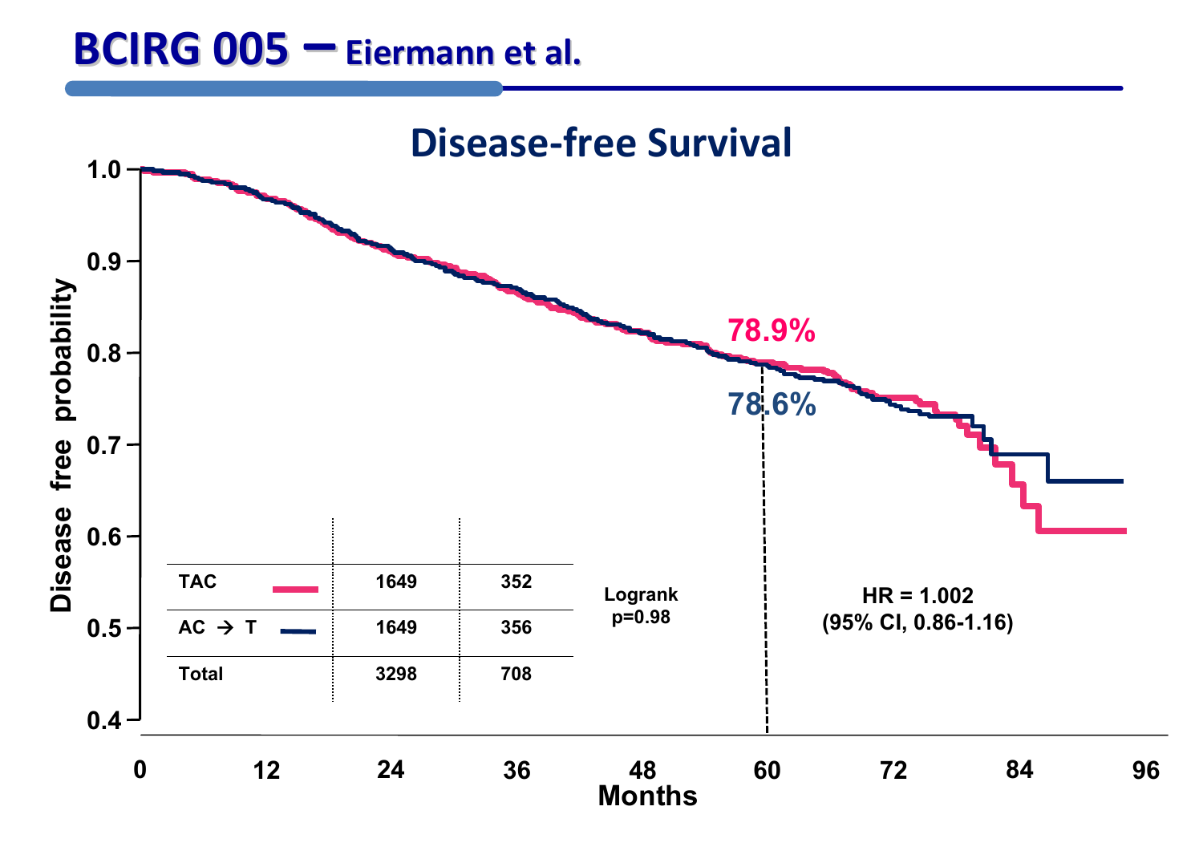# BCIRG 005 – Eiermann et al.

## Disease-free Survival

|  |  |  |
|---|---|---|
| TAC | 1649 | 352 |
| AC → T | 1649 | 356 |
| Total | 3298 | 708 |

Logrank p=0.98

HR = 1.002 (95% CI, 0.86-1.16)

78.9%

78.6%

Disease free probability

Months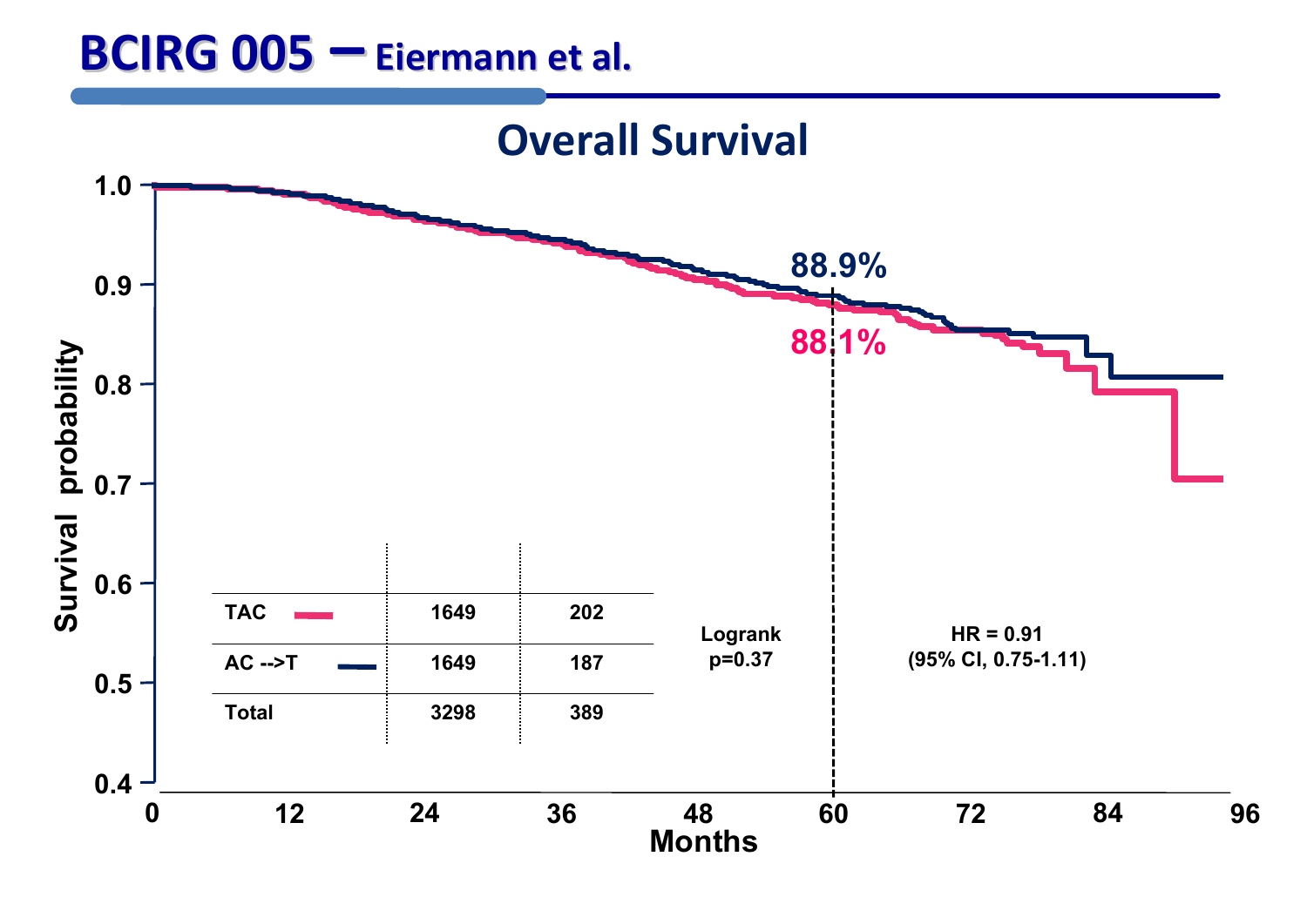# BCIRG 005 – Eiermann et al.

## Overall Survival

| | | |
|---|---|---|
| TAC | 1649 | 202 |
| AC -->T | 1649 | 187 |
| Total | 3298 | 389 |

88.9%

88.1%

Logrank p=0.37

HR = 0.91 (95% CI, 0.75-1.11)

Survival probability

Months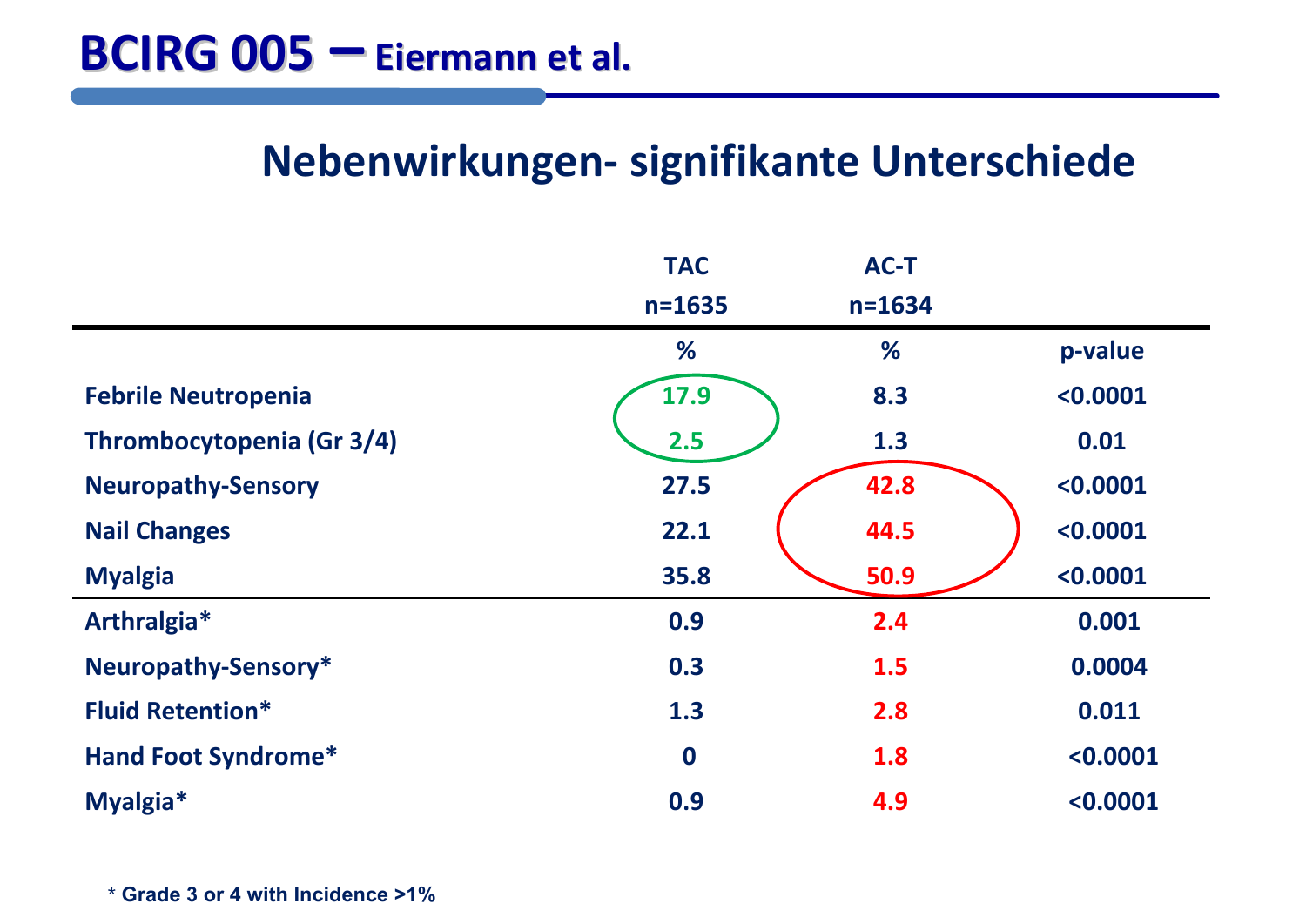# BCIRG 005 – Eiermann et al.

## Nebenwirkungen- signifikante Unterschiede

| | TAC n=1635 | AC-T n=1634 | |
|---|---|---|---|
| | % | % | p-value |
| Febrile Neutropenia | 17.9 | 8.3 | <0.0001 |
| Thrombocytopenia (Gr 3/4) | 2.5 | 1.3 | 0.01 |
| Neuropathy-Sensory | 27.5 | 42.8 | <0.0001 |
| Nail Changes | 22.1 | 44.5 | <0.0001 |
| Myalgia | 35.8 | 50.9 | <0.0001 |
| Arthralgia* | 0.9 | 2.4 | 0.001 |
| Neuropathy-Sensory* | 0.3 | 1.5 | 0.0004 |
| Fluid Retention* | 1.3 | 2.8 | 0.011 |
| Hand Foot Syndrome* | 0 | 1.8 | <0.0001 |
| Myalgia* | 0.9 | 4.9 | <0.0001 |

* Grade 3 or 4 with Incidence >1%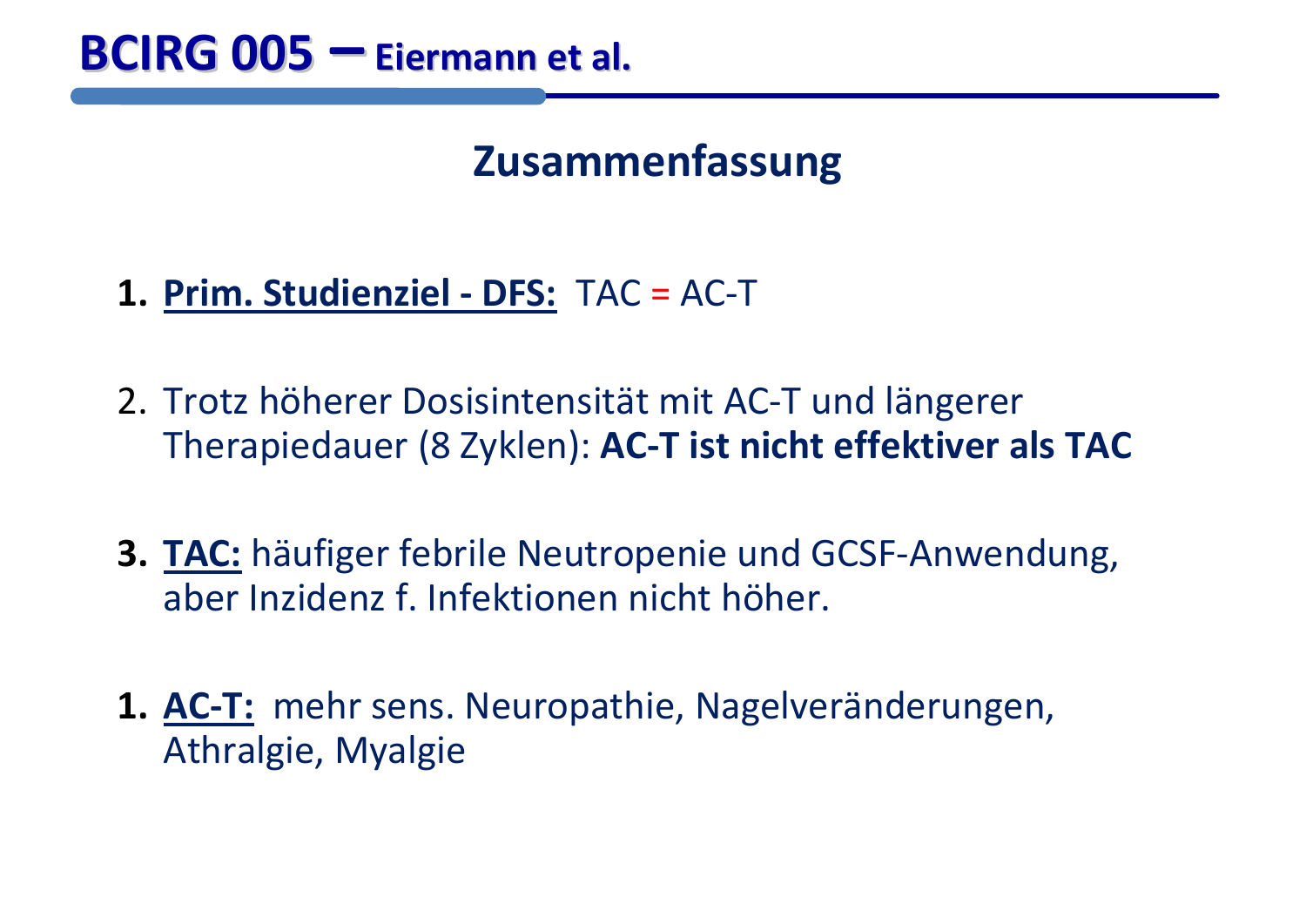# BCIRG 005 – Eiermann et al.

## Zusammenfassung

1. **Prim. Studienziel - DFS:** TAC = AC-T

2. Trotz höherer Dosisintensität mit AC-T und längerer Therapiedauer (8 Zyklen): **AC-T ist nicht effektiver als TAC**

3. **TAC:** häufiger febrile Neutropenie und GCSF-Anwendung, aber Inzidenz f. Infektionen nicht höher.

1. **AC-T:** mehr sens. Neuropathie, Nagelveränderungen, Athralgie, Myalgie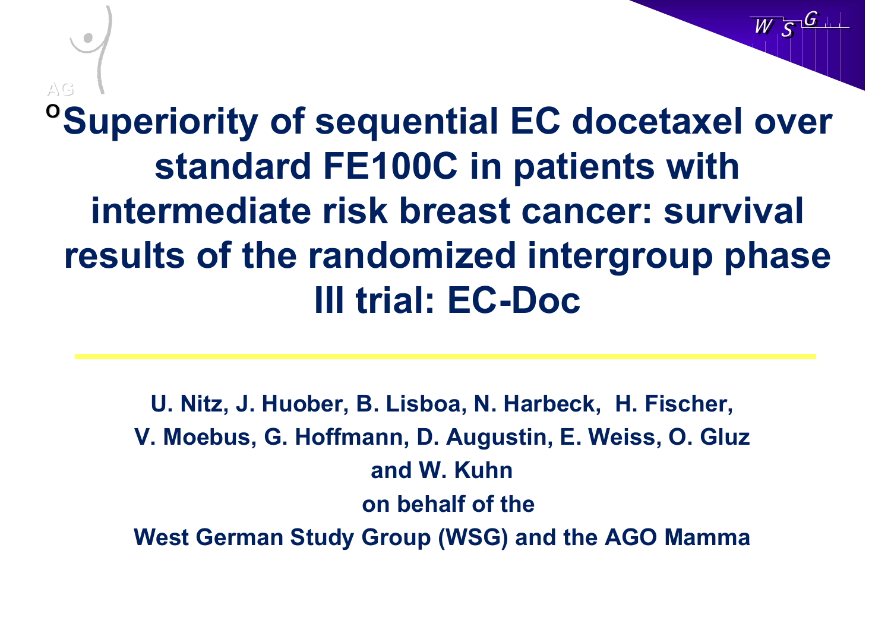# Superiority of sequential EC docetaxel over standard FE100C in patients with intermediate risk breast cancer: survival results of the randomized intergroup phase III trial: EC-Doc

**U. Nitz, J. Huober, B. Lisboa, N. Harbeck, H. Fischer, V. Moebus, G. Hoffmann, D. Augustin, E. Weiss, O. Gluz and W. Kuhn**

**on behalf of the**

**West German Study Group (WSG) and the AGO Mamma**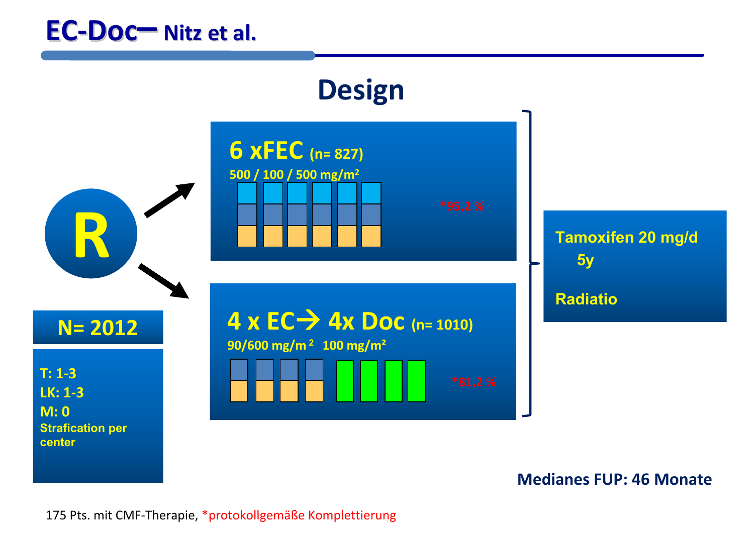# EC-Doc– Nitz et al.

## Design

**R**

**6 xFEC** (n= 827)

500 / 100 / 500 mg/m²

*95,2 %

**4 x EC → 4x Doc** (n= 1010)

90/600 mg/m²   100 mg/m²

*81,2 %

**Tamoxifen 20 mg/d 5y**

**Radiatio**

**N= 2012**

T: 1-3
LK: 1-3
M: 0
Strafication per center

**Medianes FUP: 46 Monate**

175 Pts. mit CMF-Therapie, *protokollgemäße Komplettierung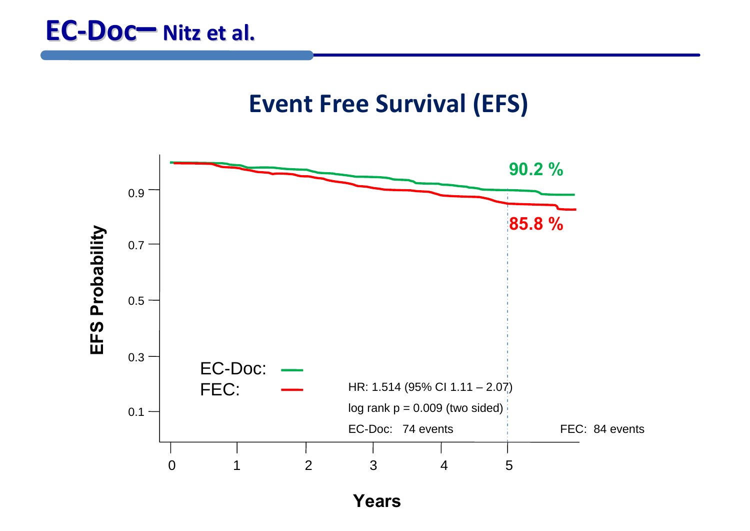# EC-Doc– Nitz et al.

## Event Free Survival (EFS)

EFS Probability

0.9
0.7
0.5
0.3
0.1

Years

0 1 2 3 4 5

90.2 %

85.8 %

EC-Doc:
FEC:

HR: 1.514 (95% CI 1.11 – 2.07)

log rank p = 0.009 (two sided)

EC-Doc: 74 events

FEC: 84 events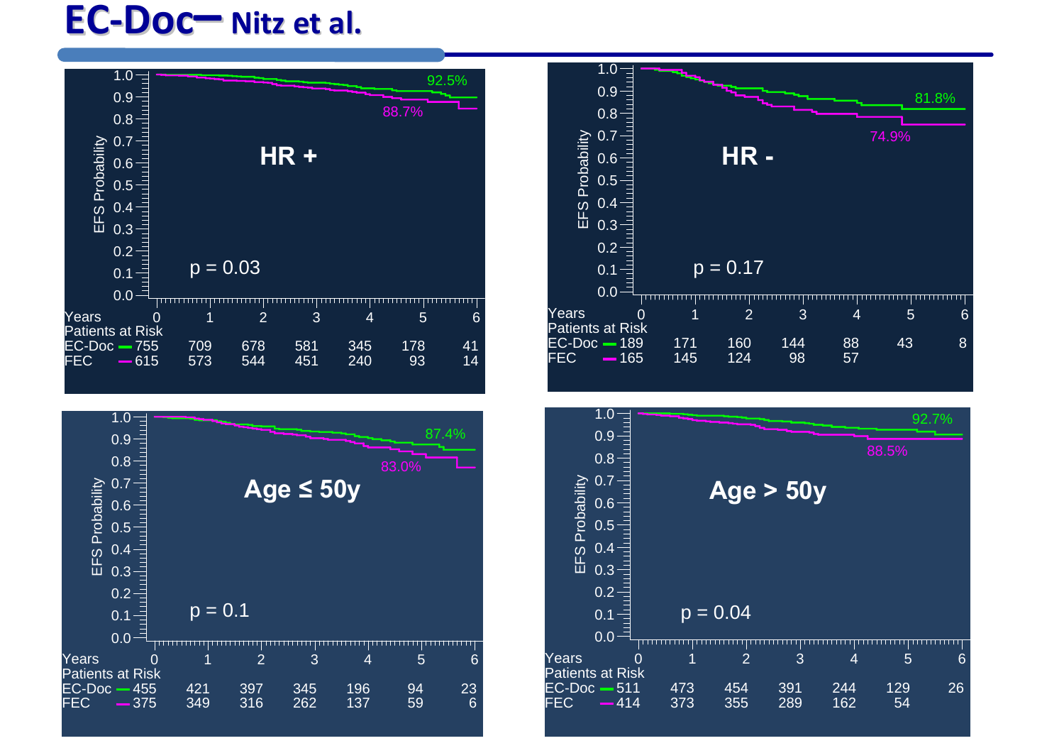# EC-Doc– Nitz et al.

## HR +

EFS Probability: EC-Doc 92.5%, FEC 88.7%

p = 0.03

| Years | 0 | 1 | 2 | 3 | 4 | 5 | 6 |
|---|---|---|---|---|---|---|---|
| Patients at Risk | | | | | | | |
| EC-Doc | 755 | 709 | 678 | 581 | 345 | 178 | 41 |
| FEC | 615 | 573 | 544 | 451 | 240 | 93 | 14 |

## HR -

EFS Probability: EC-Doc 81.8%, FEC 74.9%

p = 0.17

| Years | 0 | 1 | 2 | 3 | 4 | 5 | 6 |
|---|---|---|---|---|---|---|---|
| Patients at Risk | | | | | | | |
| EC-Doc | 189 | 171 | 160 | 144 | 88 | 43 | 8 |
| FEC | 165 | 145 | 124 | 98 | 57 | | |

## Age ≤ 50y

EFS Probability: EC-Doc 87.4%, FEC 83.0%

p = 0.1

| Years | 0 | 1 | 2 | 3 | 4 | 5 | 6 |
|---|---|---|---|---|---|---|---|
| Patients at Risk | | | | | | | |
| EC-Doc | 455 | 421 | 397 | 345 | 196 | 94 | 23 |
| FEC | 375 | 349 | 316 | 262 | 137 | 59 | 6 |

## Age > 50y

EFS Probability: EC-Doc 92.7%, FEC 88.5%

p = 0.04

| Years | 0 | 1 | 2 | 3 | 4 | 5 | 6 |
|---|---|---|---|---|---|---|---|
| Patients at Risk | | | | | | | |
| EC-Doc | 511 | 473 | 454 | 391 | 244 | 129 | 26 |
| FEC | 414 | 373 | 355 | 289 | 162 | 54 | |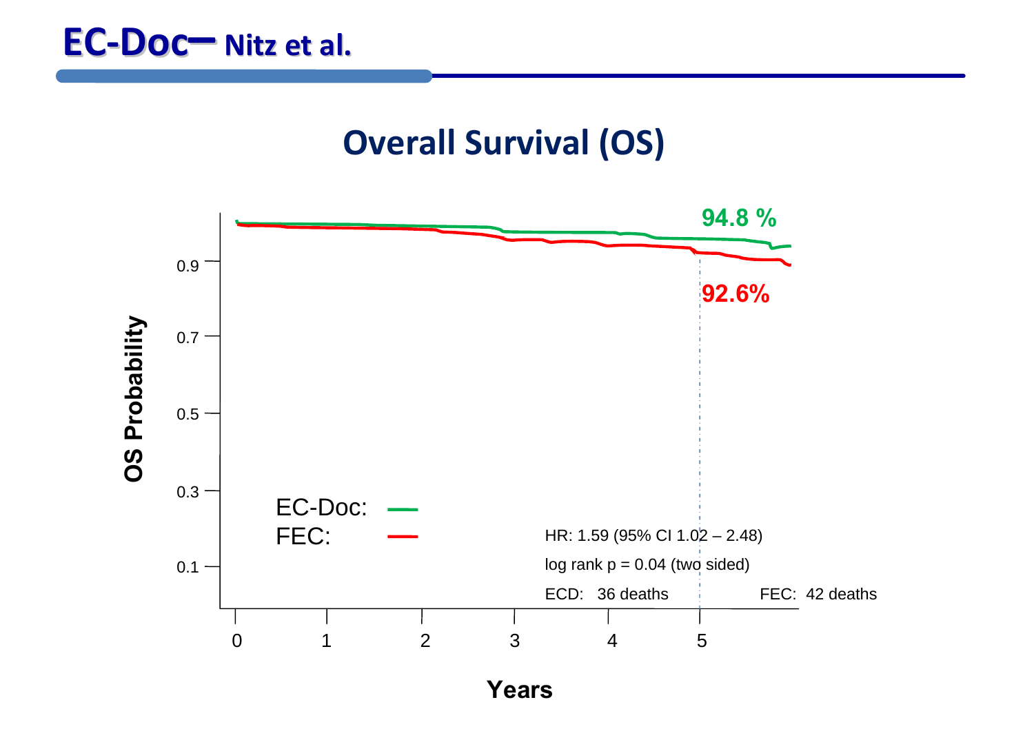# EC-Doc– Nitz et al.

## Overall Survival (OS)

94.8 %

92.6%

OS Probability

0.9

0.7

0.5

0.3

0.1

EC-Doc:

FEC:

HR: 1.59 (95% CI 1.02 – 2.48)

log rank p = 0.04 (two sided)

ECD: 36 deaths

FEC: 42 deaths

0 1 2 3 4 5

Years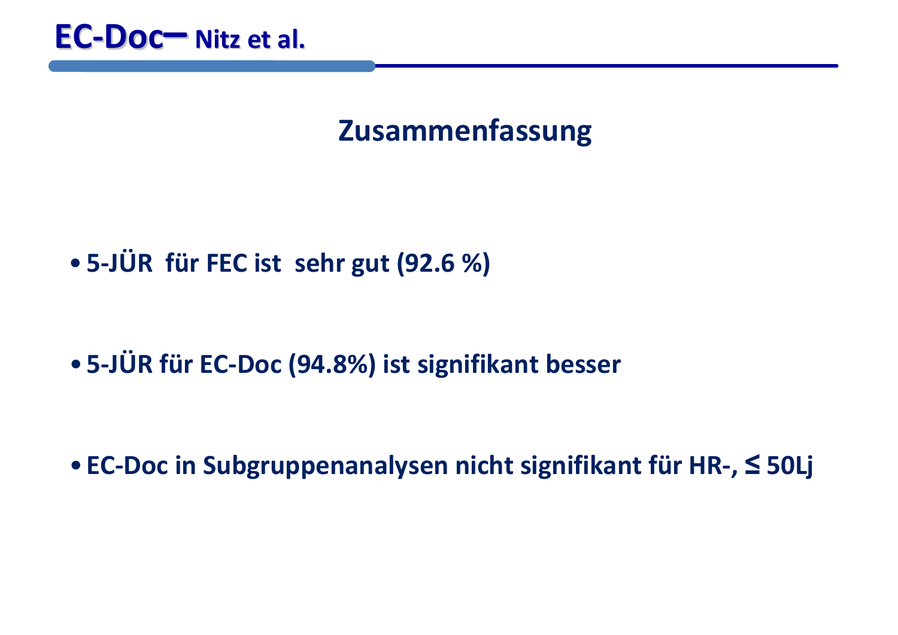# EC-Doc– Nitz et al.

## Zusammenfassung

- 5-JÜR für FEC ist sehr gut (92.6 %)
- 5-JÜR für EC-Doc (94.8%) ist signifikant besser
- EC-Doc in Subgruppenanalysen nicht signifikant für HR-, ≤ 50Lj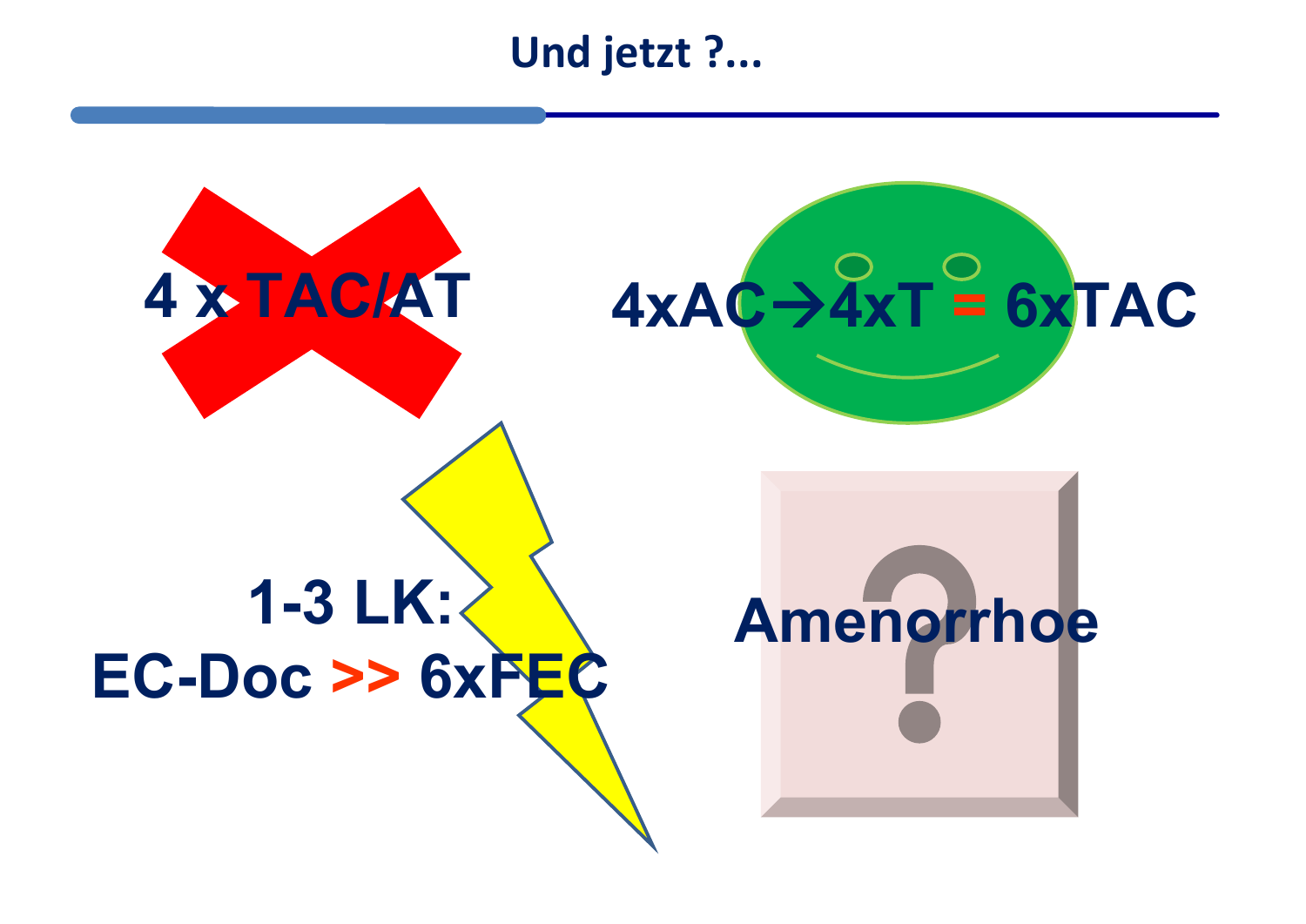# Und jetzt ?...

4 x TAC/AT

4xAC→4xT = 6xTAC

1-3 LK:
EC-Doc >> 6xFEC

Amenorrhoe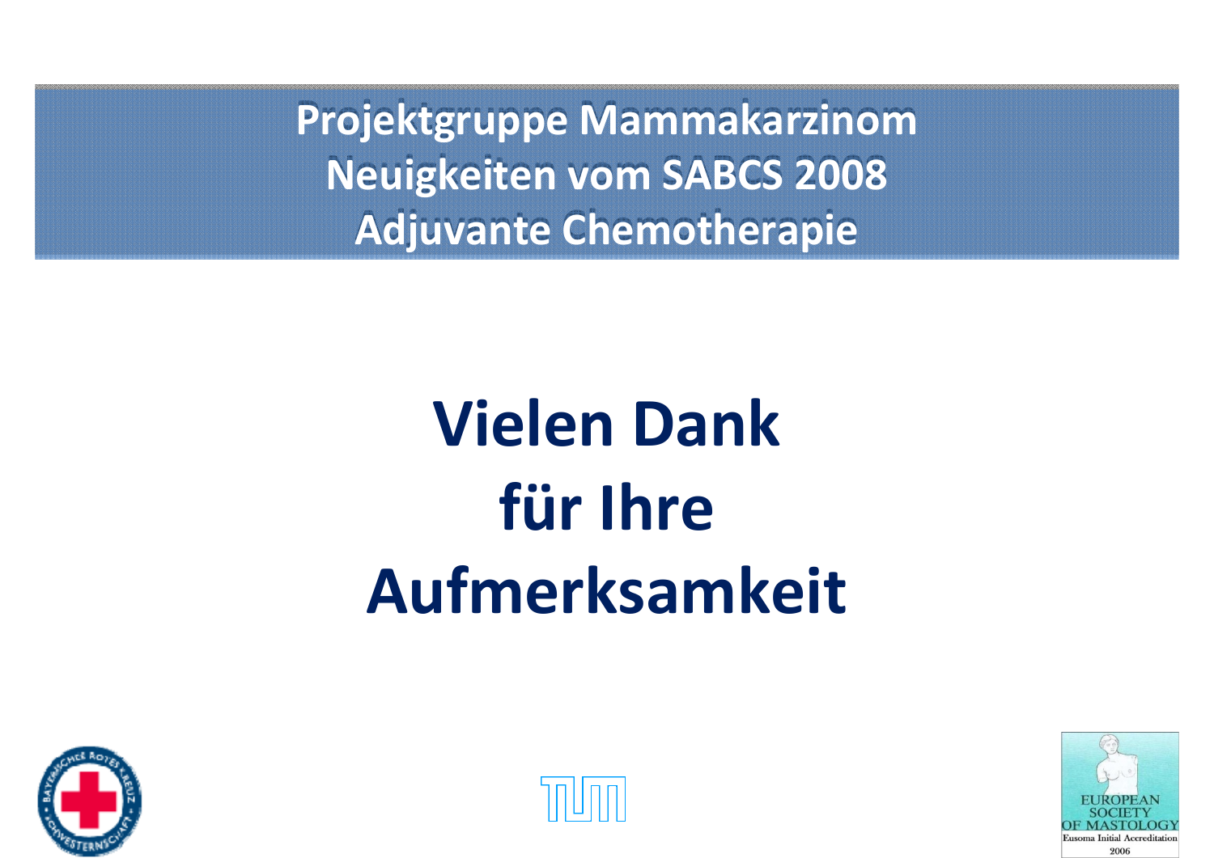Projektgruppe Mammakarzinom
Neuigkeiten vom SABCS 2008
Adjuvante Chemotherapie

# Vielen Dank für Ihre Aufmerksamkeit